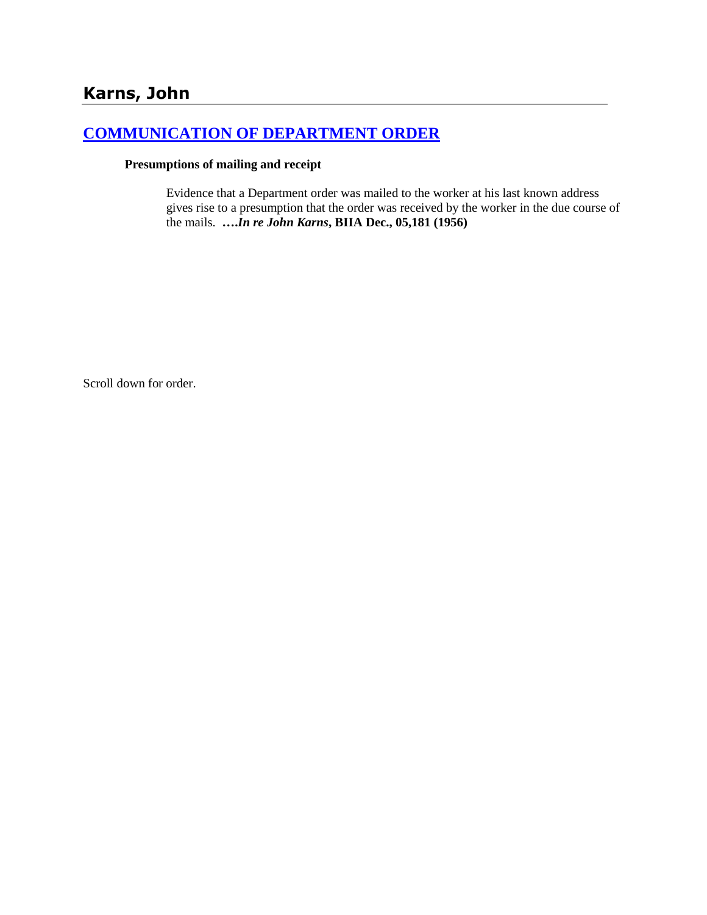# Karns, John

## [COMMUNICATION OF DEPARTMENT ORDER]

**Presumptions of mailing and receipt**

Evidence that a Department order was mailed to the worker at his last known address gives rise to a presumption that the order was received by the worker in the due course of the mails. **….*In re John Karns*, BIIA Dec., 05,181 (1956)**

Scroll down for order.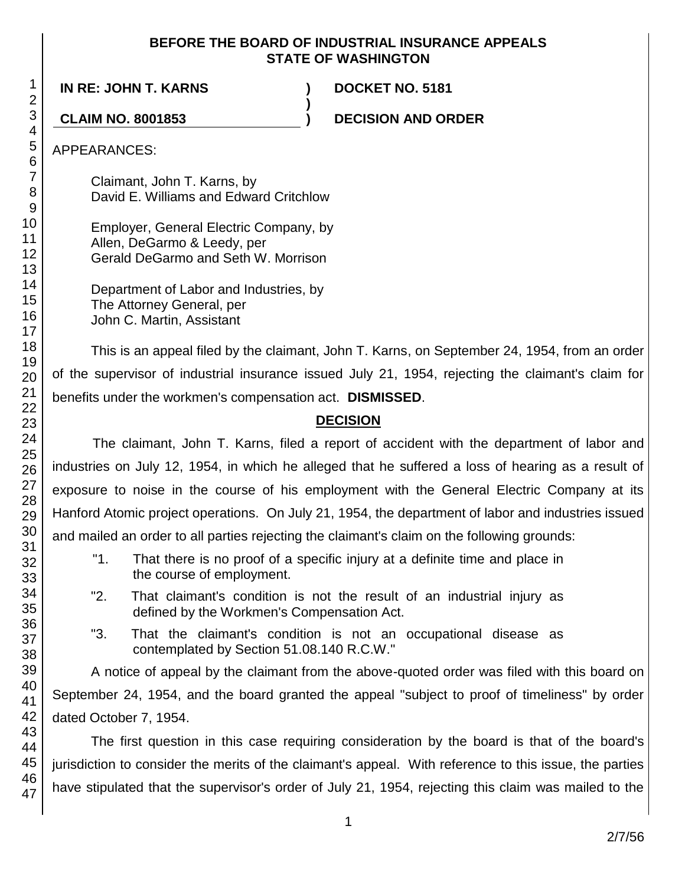**BEFORE THE BOARD OF INDUSTRIAL INSURANCE APPEALS**
**STATE OF WASHINGTON**

| | | |
|---|---|---|
| **IN RE: JOHN T. KARNS** | **)** | **DOCKET NO. 5181** |
| | **)** | |
| **CLAIM NO. 8001853** | **)** | **DECISION AND ORDER** |

APPEARANCES:

Claimant, John T. Karns, by
David E. Williams and Edward Critchlow

Employer, General Electric Company, by
Allen, DeGarmo & Leedy, per
Gerald DeGarmo and Seth W. Morrison

Department of Labor and Industries, by
The Attorney General, per
John C. Martin, Assistant

This is an appeal filed by the claimant, John T. Karns, on September 24, 1954, from an order of the supervisor of industrial insurance issued July 21, 1954, rejecting the claimant's claim for benefits under the workmen's compensation act. **DISMISSED**.

## DECISION

The claimant, John T. Karns, filed a report of accident with the department of labor and industries on July 12, 1954, in which he alleged that he suffered a loss of hearing as a result of exposure to noise in the course of his employment with the General Electric Company at its Hanford Atomic project operations. On July 21, 1954, the department of labor and industries issued and mailed an order to all parties rejecting the claimant's claim on the following grounds:

> "1. That there is no proof of a specific injury at a definite time and place in the course of employment.
>
> "2. That claimant's condition is not the result of an industrial injury as defined by the Workmen's Compensation Act.
>
> "3. That the claimant's condition is not an occupational disease as contemplated by Section 51.08.140 R.C.W."

A notice of appeal by the claimant from the above-quoted order was filed with this board on September 24, 1954, and the board granted the appeal "subject to proof of timeliness" by order dated October 7, 1954.

The first question in this case requiring consideration by the board is that of the board's jurisdiction to consider the merits of the claimant's appeal. With reference to this issue, the parties have stipulated that the supervisor's order of July 21, 1954, rejecting this claim was mailed to the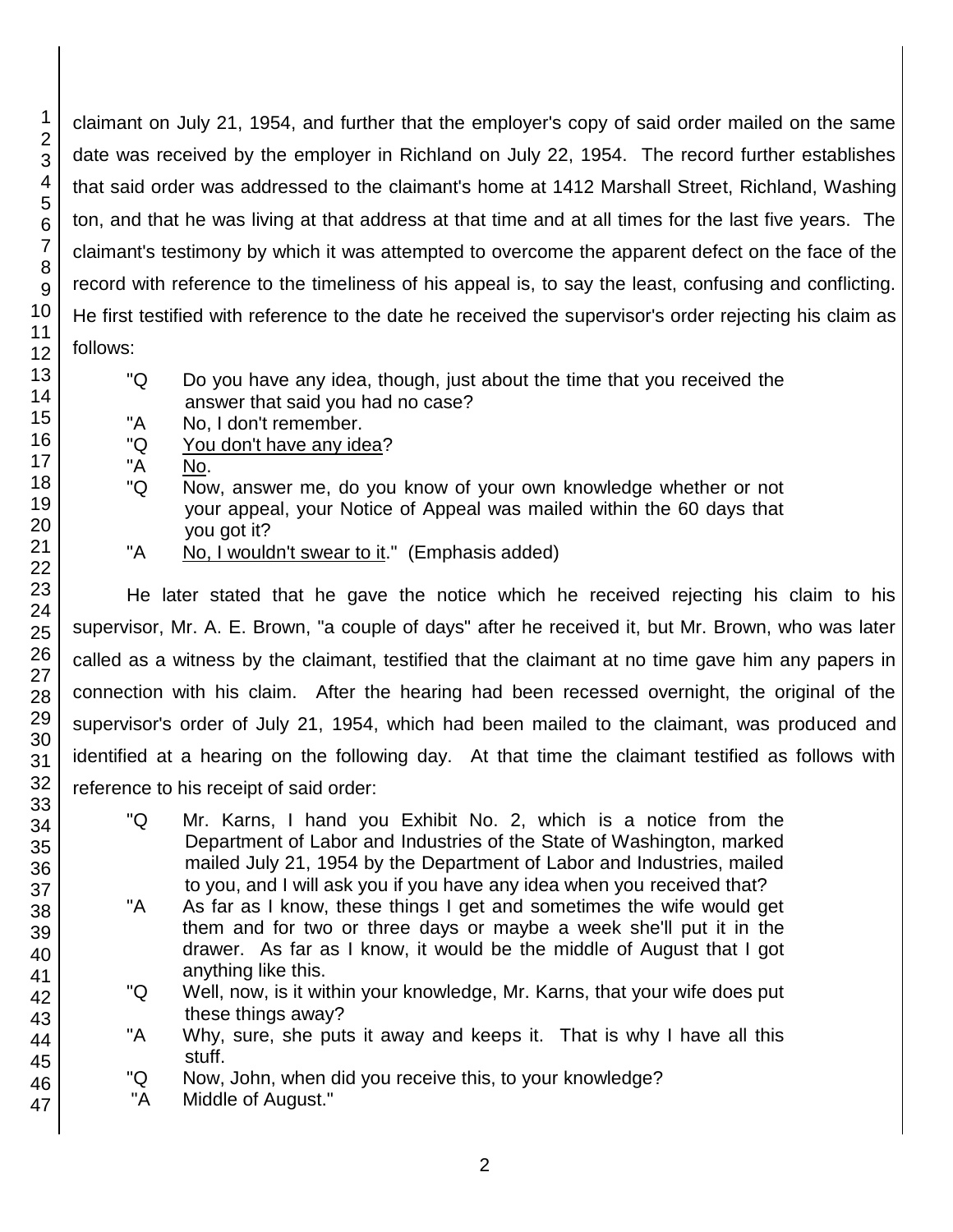claimant on July 21, 1954, and further that the employer's copy of said order mailed on the same date was received by the employer in Richland on July 22, 1954. The record further establishes that said order was addressed to the claimant's home at 1412 Marshall Street, Richland, Washington, and that he was living at that address at that time and at all times for the last five years. The claimant's testimony by which it was attempted to overcome the apparent defect on the face of the record with reference to the timeliness of his appeal is, to say the least, confusing and conflicting. He first testified with reference to the date he received the supervisor's order rejecting his claim as follows:

> "Q Do you have any idea, though, just about the time that you received the answer that said you had no case?
>
> "A No, I don't remember.
>
> "Q <u>You don't have any idea</u>?
>
> "A <u>No</u>.
>
> "Q Now, answer me, do you know of your own knowledge whether or not your appeal, your Notice of Appeal was mailed within the 60 days that you got it?
>
> "A <u>No, I wouldn't swear to it</u>." (Emphasis added)

He later stated that he gave the notice which he received rejecting his claim to his supervisor, Mr. A. E. Brown, "a couple of days" after he received it, but Mr. Brown, who was later called as a witness by the claimant, testified that the claimant at no time gave him any papers in connection with his claim. After the hearing had been recessed overnight, the original of the supervisor's order of July 21, 1954, which had been mailed to the claimant, was produced and identified at a hearing on the following day. At that time the claimant testified as follows with reference to his receipt of said order:

> "Q Mr. Karns, I hand you Exhibit No. 2, which is a notice from the Department of Labor and Industries of the State of Washington, marked mailed July 21, 1954 by the Department of Labor and Industries, mailed to you, and I will ask you if you have any idea when you received that?
>
> "A As far as I know, these things I get and sometimes the wife would get them and for two or three days or maybe a week she'll put it in the drawer. As far as I know, it would be the middle of August that I got anything like this.
>
> "Q Well, now, is it within your knowledge, Mr. Karns, that your wife does put these things away?
>
> "A Why, sure, she puts it away and keeps it. That is why I have all this stuff.
>
> "Q Now, John, when did you receive this, to your knowledge?
>
> "A Middle of August."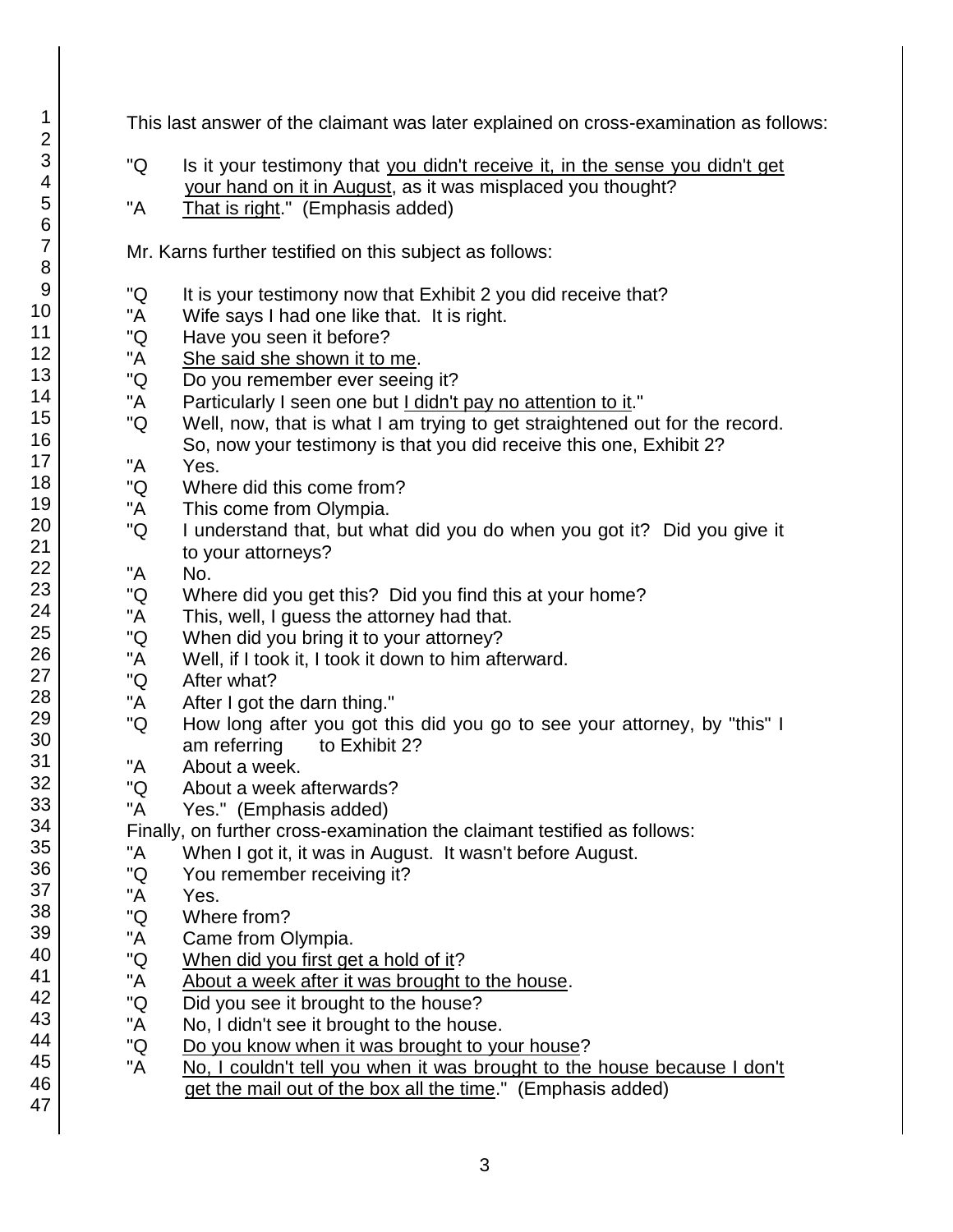This last answer of the claimant was later explained on cross-examination as follows:

"Q Is it your testimony that <u>you didn't receive it, in the sense you didn't get your hand on it in August</u>, as it was misplaced you thought?

"A <u>That is right</u>." (Emphasis added)

Mr. Karns further testified on this subject as follows:

"Q It is your testimony now that Exhibit 2 you did receive that?

"A Wife says I had one like that. It is right.

"Q Have you seen it before?

"A <u>She said she shown it to me</u>.

"Q Do you remember ever seeing it?

"A Particularly I seen one but <u>I didn't pay no attention to it</u>."

"Q Well, now, that is what I am trying to get straightened out for the record. So, now your testimony is that you did receive this one, Exhibit 2?

"A Yes.

"Q Where did this come from?

"A This come from Olympia.

"Q I understand that, but what did you do when you got it? Did you give it to your attorneys?

"A No.

"Q Where did you get this? Did you find this at your home?

"A This, well, I guess the attorney had that.

"Q When did you bring it to your attorney?

"A Well, if I took it, I took it down to him afterward.

"Q After what?

"A After I got the darn thing."

"Q How long after you got this did you go to see your attorney, by "this" I am referring to Exhibit 2?

"A About a week.

"Q About a week afterwards?

"A Yes." (Emphasis added)

Finally, on further cross-examination the claimant testified as follows:

"A When I got it, it was in August. It wasn't before August.

"Q You remember receiving it?

"A Yes.

"Q Where from?

"A Came from Olympia.

"Q <u>When did you first get a hold of it</u>?

"A <u>About a week after it was brought to the house</u>.

"Q Did you see it brought to the house?

"A No, I didn't see it brought to the house.

"Q <u>Do you know when it was brought to your house</u>?

"A <u>No, I couldn't tell you when it was brought to the house because I don't get the mail out of the box all the time</u>." (Emphasis added)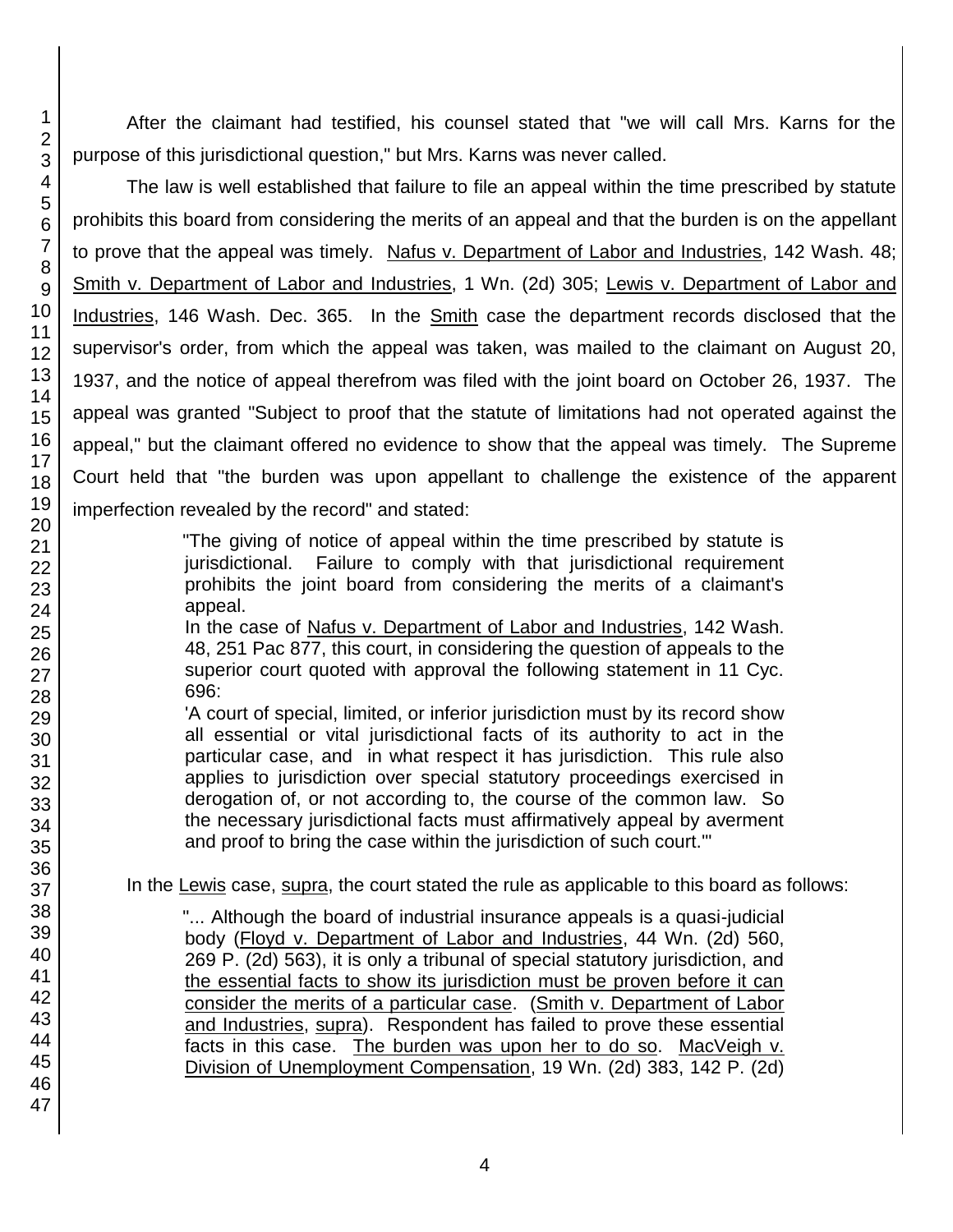After the claimant had testified, his counsel stated that "we will call Mrs. Karns for the purpose of this jurisdictional question," but Mrs. Karns was never called.

The law is well established that failure to file an appeal within the time prescribed by statute prohibits this board from considering the merits of an appeal and that the burden is on the appellant to prove that the appeal was timely. Nafus v. Department of Labor and Industries, 142 Wash. 48; Smith v. Department of Labor and Industries, 1 Wn. (2d) 305; Lewis v. Department of Labor and Industries, 146 Wash. Dec. 365. In the Smith case the department records disclosed that the supervisor's order, from which the appeal was taken, was mailed to the claimant on August 20, 1937, and the notice of appeal therefrom was filed with the joint board on October 26, 1937. The appeal was granted "Subject to proof that the statute of limitations had not operated against the appeal," but the claimant offered no evidence to show that the appeal was timely. The Supreme Court held that "the burden was upon appellant to challenge the existence of the apparent imperfection revealed by the record" and stated:

> "The giving of notice of appeal within the time prescribed by statute is jurisdictional. Failure to comply with that jurisdictional requirement prohibits the joint board from considering the merits of a claimant's appeal.
>
> In the case of Nafus v. Department of Labor and Industries, 142 Wash. 48, 251 Pac 877, this court, in considering the question of appeals to the superior court quoted with approval the following statement in 11 Cyc. 696:
>
> 'A court of special, limited, or inferior jurisdiction must by its record show all essential or vital jurisdictional facts of its authority to act in the particular case, and in what respect it has jurisdiction. This rule also applies to jurisdiction over special statutory proceedings exercised in derogation of, or not according to, the course of the common law. So the necessary jurisdictional facts must affirmatively appeal by averment and proof to bring the case within the jurisdiction of such court.'"

In the Lewis case, supra, the court stated the rule as applicable to this board as follows:

> "... Although the board of industrial insurance appeals is a quasi-judicial body (Floyd v. Department of Labor and Industries, 44 Wn. (2d) 560, 269 P. (2d) 563), it is only a tribunal of special statutory jurisdiction, and the essential facts to show its jurisdiction must be proven before it can consider the merits of a particular case. (Smith v. Department of Labor and Industries, supra). Respondent has failed to prove these essential facts in this case. The burden was upon her to do so. MacVeigh v. Division of Unemployment Compensation, 19 Wn. (2d) 383, 142 P. (2d)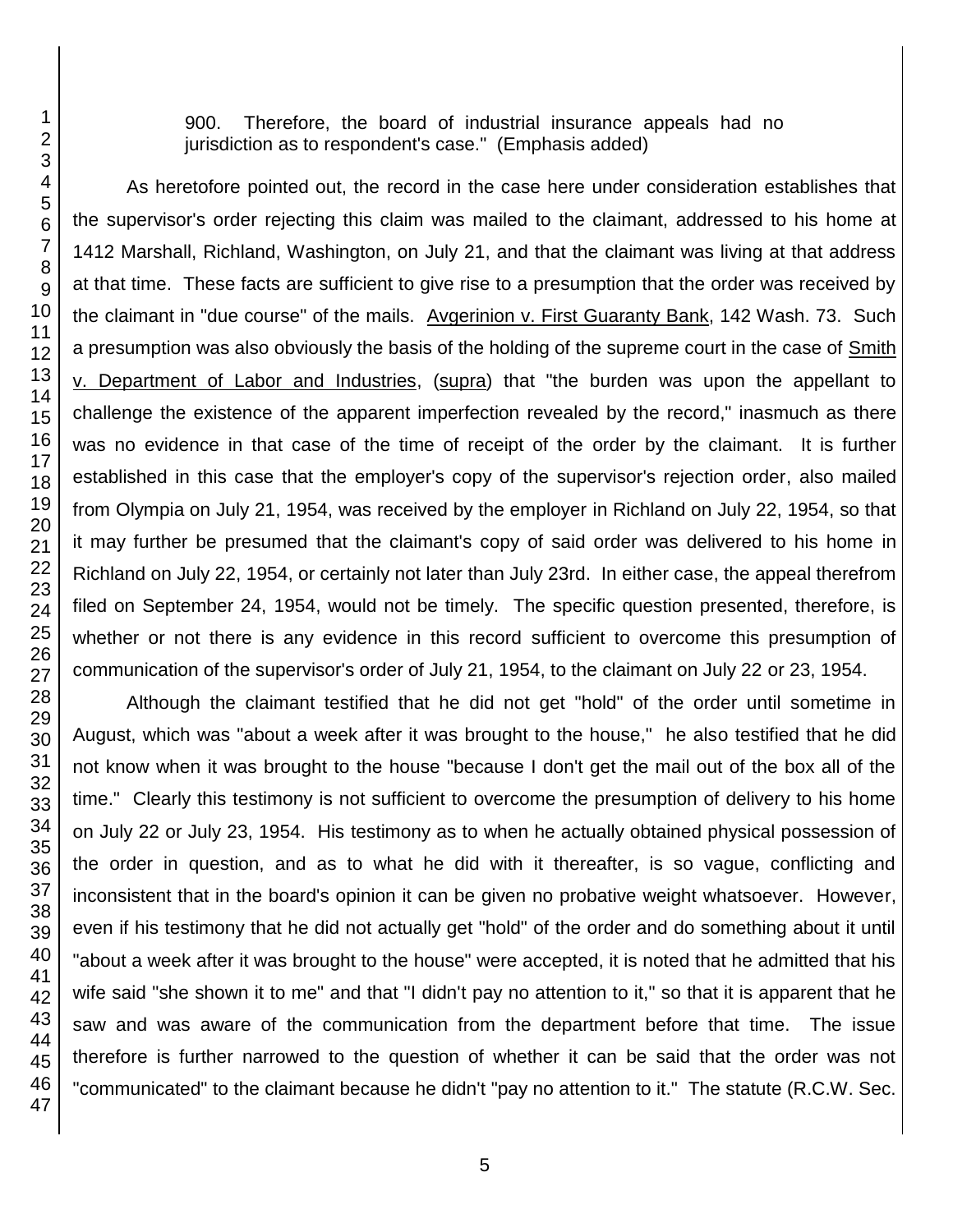900. Therefore, the board of industrial insurance appeals had no jurisdiction as to respondent's case." (Emphasis added)

As heretofore pointed out, the record in the case here under consideration establishes that the supervisor's order rejecting this claim was mailed to the claimant, addressed to his home at 1412 Marshall, Richland, Washington, on July 21, and that the claimant was living at that address at that time. These facts are sufficient to give rise to a presumption that the order was received by the claimant in "due course" of the mails. Avgerinion v. First Guaranty Bank, 142 Wash. 73. Such a presumption was also obviously the basis of the holding of the supreme court in the case of Smith v. Department of Labor and Industries, (supra) that "the burden was upon the appellant to challenge the existence of the apparent imperfection revealed by the record," inasmuch as there was no evidence in that case of the time of receipt of the order by the claimant. It is further established in this case that the employer's copy of the supervisor's rejection order, also mailed from Olympia on July 21, 1954, was received by the employer in Richland on July 22, 1954, so that it may further be presumed that the claimant's copy of said order was delivered to his home in Richland on July 22, 1954, or certainly not later than July 23rd. In either case, the appeal therefrom filed on September 24, 1954, would not be timely. The specific question presented, therefore, is whether or not there is any evidence in this record sufficient to overcome this presumption of communication of the supervisor's order of July 21, 1954, to the claimant on July 22 or 23, 1954.

Although the claimant testified that he did not get "hold" of the order until sometime in August, which was "about a week after it was brought to the house," he also testified that he did not know when it was brought to the house "because I don't get the mail out of the box all of the time." Clearly this testimony is not sufficient to overcome the presumption of delivery to his home on July 22 or July 23, 1954. His testimony as to when he actually obtained physical possession of the order in question, and as to what he did with it thereafter, is so vague, conflicting and inconsistent that in the board's opinion it can be given no probative weight whatsoever. However, even if his testimony that he did not actually get "hold" of the order and do something about it until "about a week after it was brought to the house" were accepted, it is noted that he admitted that his wife said "she shown it to me" and that "I didn't pay no attention to it," so that it is apparent that he saw and was aware of the communication from the department before that time. The issue therefore is further narrowed to the question of whether it can be said that the order was not "communicated" to the claimant because he didn't "pay no attention to it." The statute (R.C.W. Sec.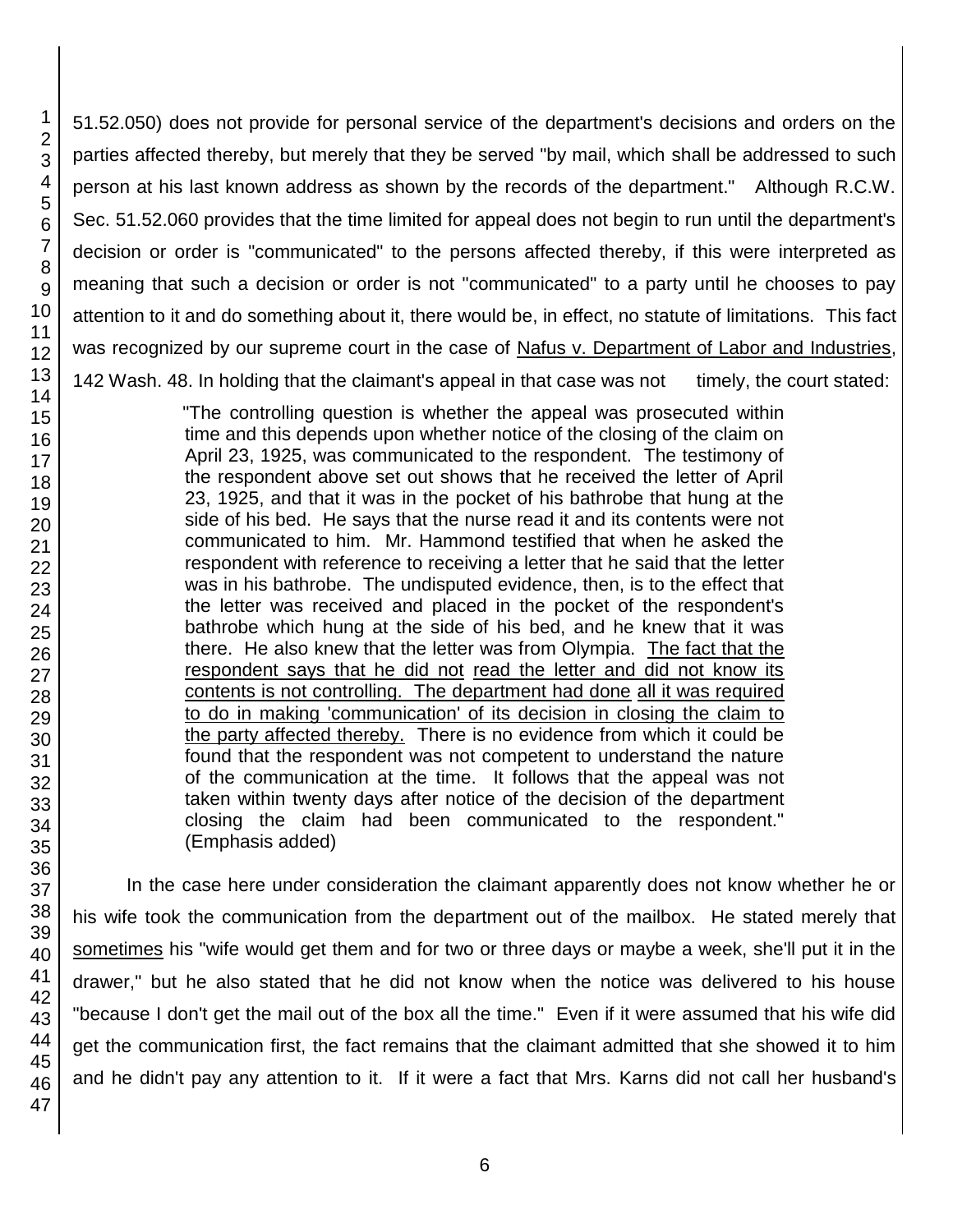51.52.050) does not provide for personal service of the department's decisions and orders on the parties affected thereby, but merely that they be served "by mail, which shall be addressed to such person at his last known address as shown by the records of the department." Although R.C.W. Sec. 51.52.060 provides that the time limited for appeal does not begin to run until the department's decision or order is "communicated" to the persons affected thereby, if this were interpreted as meaning that such a decision or order is not "communicated" to a party until he chooses to pay attention to it and do something about it, there would be, in effect, no statute of limitations. This fact was recognized by our supreme court in the case of Nafus v. Department of Labor and Industries, 142 Wash. 48. In holding that the claimant's appeal in that case was not timely, the court stated:

> "The controlling question is whether the appeal was prosecuted within time and this depends upon whether notice of the closing of the claim on April 23, 1925, was communicated to the respondent. The testimony of the respondent above set out shows that he received the letter of April 23, 1925, and that it was in the pocket of his bathrobe that hung at the side of his bed. He says that the nurse read it and its contents were not communicated to him. Mr. Hammond testified that when he asked the respondent with reference to receiving a letter that he said that the letter was in his bathrobe. The undisputed evidence, then, is to the effect that the letter was received and placed in the pocket of the respondent's bathrobe which hung at the side of his bed, and he knew that it was there. He also knew that the letter was from Olympia. The fact that the respondent says that he did not read the letter and did not know its contents is not controlling. The department had done all it was required to do in making 'communication' of its decision in closing the claim to the party affected thereby. There is no evidence from which it could be found that the respondent was not competent to understand the nature of the communication at the time. It follows that the appeal was not taken within twenty days after notice of the decision of the department closing the claim had been communicated to the respondent." (Emphasis added)

In the case here under consideration the claimant apparently does not know whether he or his wife took the communication from the department out of the mailbox. He stated merely that sometimes his "wife would get them and for two or three days or maybe a week, she'll put it in the drawer," but he also stated that he did not know when the notice was delivered to his house "because I don't get the mail out of the box all the time." Even if it were assumed that his wife did get the communication first, the fact remains that the claimant admitted that she showed it to him and he didn't pay any attention to it. If it were a fact that Mrs. Karns did not call her husband's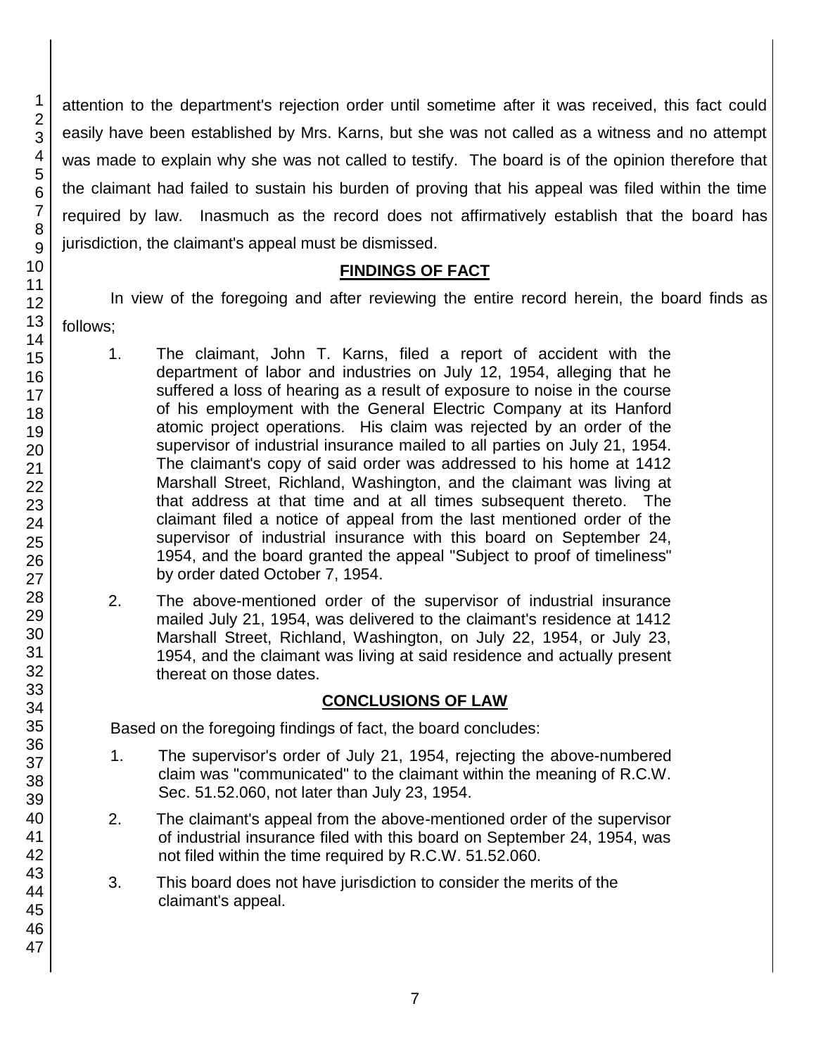attention to the department's rejection order until sometime after it was received, this fact could easily have been established by Mrs. Karns, but she was not called as a witness and no attempt was made to explain why she was not called to testify. The board is of the opinion therefore that the claimant had failed to sustain his burden of proving that his appeal was filed within the time required by law. Inasmuch as the record does not affirmatively establish that the board has jurisdiction, the claimant's appeal must be dismissed.

## FINDINGS OF FACT

In view of the foregoing and after reviewing the entire record herein, the board finds as follows;

1. The claimant, John T. Karns, filed a report of accident with the department of labor and industries on July 12, 1954, alleging that he suffered a loss of hearing as a result of exposure to noise in the course of his employment with the General Electric Company at its Hanford atomic project operations. His claim was rejected by an order of the supervisor of industrial insurance mailed to all parties on July 21, 1954. The claimant's copy of said order was addressed to his home at 1412 Marshall Street, Richland, Washington, and the claimant was living at that address at that time and at all times subsequent thereto. The claimant filed a notice of appeal from the last mentioned order of the supervisor of industrial insurance with this board on September 24, 1954, and the board granted the appeal "Subject to proof of timeliness" by order dated October 7, 1954.

2. The above-mentioned order of the supervisor of industrial insurance mailed July 21, 1954, was delivered to the claimant's residence at 1412 Marshall Street, Richland, Washington, on July 22, 1954, or July 23, 1954, and the claimant was living at said residence and actually present thereat on those dates.

## CONCLUSIONS OF LAW

Based on the foregoing findings of fact, the board concludes:

1. The supervisor's order of July 21, 1954, rejecting the above-numbered claim was "communicated" to the claimant within the meaning of R.C.W. Sec. 51.52.060, not later than July 23, 1954.

2. The claimant's appeal from the above-mentioned order of the supervisor of industrial insurance filed with this board on September 24, 1954, was not filed within the time required by R.C.W. 51.52.060.

3. This board does not have jurisdiction to consider the merits of the claimant's appeal.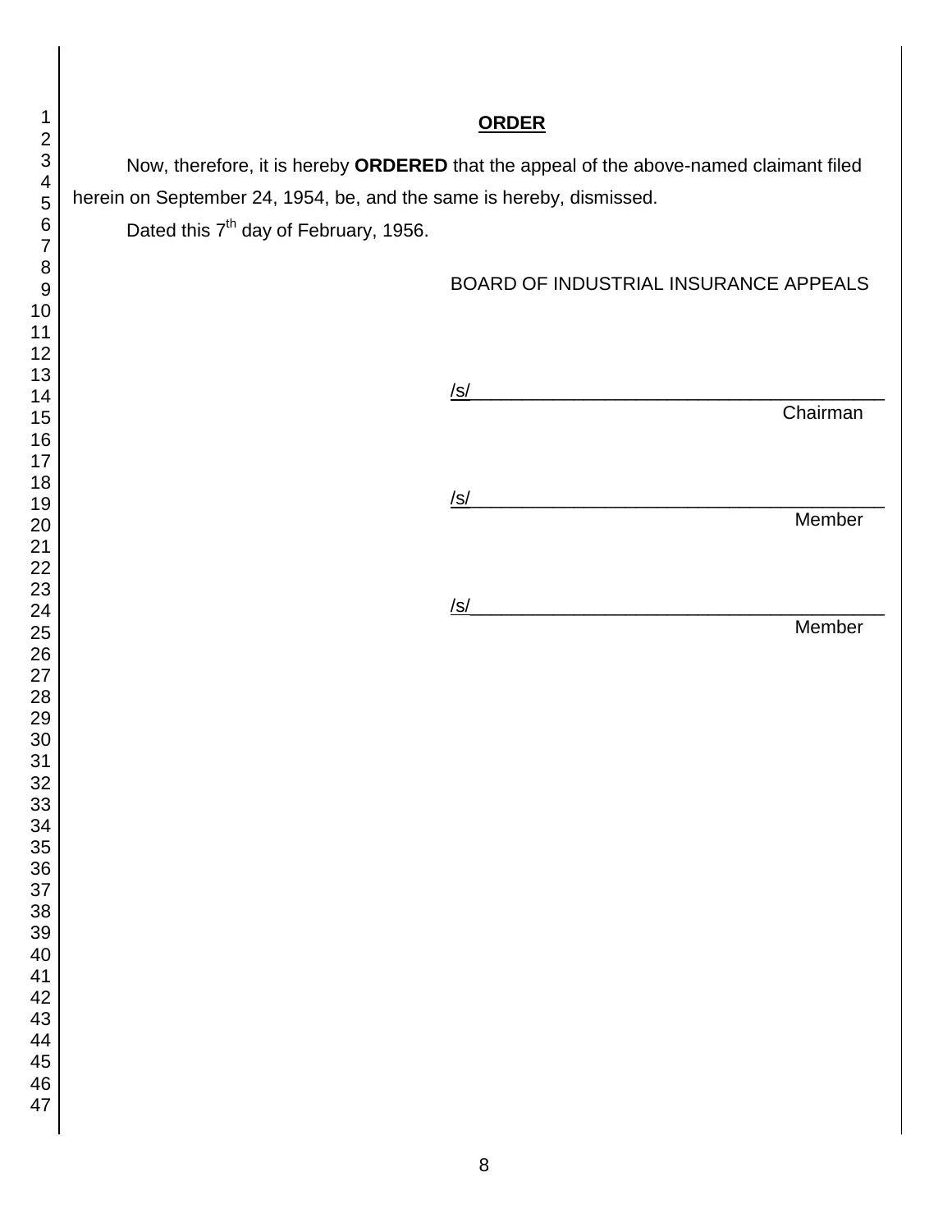## ORDER

Now, therefore, it is hereby **ORDERED** that the appeal of the above-named claimant filed herein on September 24, 1954, be, and the same is hereby, dismissed.

Dated this 7th day of February, 1956.

BOARD OF INDUSTRIAL INSURANCE APPEALS

/s/\_\_\_\_\_\_\_\_\_\_\_\_\_\_\_\_\_\_\_\_\_\_\_\_\_\_\_\_\_\_\_\_\_\_\_\_\_\_\_\_
Chairman

/s/\_\_\_\_\_\_\_\_\_\_\_\_\_\_\_\_\_\_\_\_\_\_\_\_\_\_\_\_\_\_\_\_\_\_\_\_\_\_\_\_
Member

/s/\_\_\_\_\_\_\_\_\_\_\_\_\_\_\_\_\_\_\_\_\_\_\_\_\_\_\_\_\_\_\_\_\_\_\_\_\_\_\_\_
Member